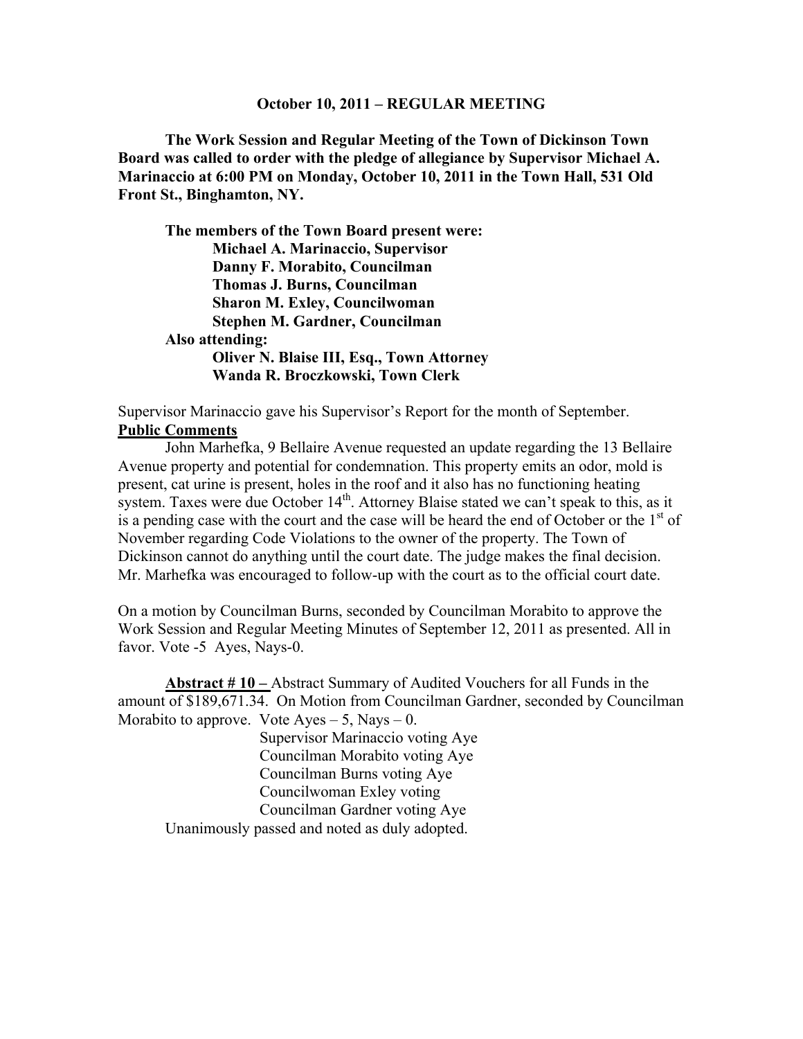# October 10, 2011 – REGULAR MEETING

**The Work Session and Regular Meeting of the Town of Dickinson Town Board was called to order with the pledge of allegiance by Supervisor Michael A. Marinaccio at 6:00 PM on Monday, October 10, 2011 in the Town Hall, 531 Old Front St., Binghamton, NY.**

**The members of the Town Board present were:**
- **Michael A. Marinaccio, Supervisor**
- **Danny F. Morabito, Councilman**
- **Thomas J. Burns, Councilman**
- **Sharon M. Exley, Councilwoman**
- **Stephen M. Gardner, Councilman**

**Also attending:**
- **Oliver N. Blaise III, Esq., Town Attorney**
- **Wanda R. Broczkowski, Town Clerk**

Supervisor Marinaccio gave his Supervisor's Report for the month of September.

**Public Comments**

John Marhefka, 9 Bellaire Avenue requested an update regarding the 13 Bellaire Avenue property and potential for condemnation. This property emits an odor, mold is present, cat urine is present, holes in the roof and it also has no functioning heating system. Taxes were due October 14th. Attorney Blaise stated we can't speak to this, as it is a pending case with the court and the case will be heard the end of October or the 1st of November regarding Code Violations to the owner of the property. The Town of Dickinson cannot do anything until the court date. The judge makes the final decision. Mr. Marhefka was encouraged to follow-up with the court as to the official court date.

On a motion by Councilman Burns, seconded by Councilman Morabito to approve the Work Session and Regular Meeting Minutes of September 12, 2011 as presented. All in favor. Vote -5 Ayes, Nays-0.

**Abstract # 10 –** Abstract Summary of Audited Vouchers for all Funds in the amount of $189,671.34. On Motion from Councilman Gardner, seconded by Councilman Morabito to approve. Vote Ayes – 5, Nays – 0.

Supervisor Marinaccio voting Aye
Councilman Morabito voting Aye
Councilman Burns voting Aye
Councilwoman Exley voting
Councilman Gardner voting Aye

Unanimously passed and noted as duly adopted.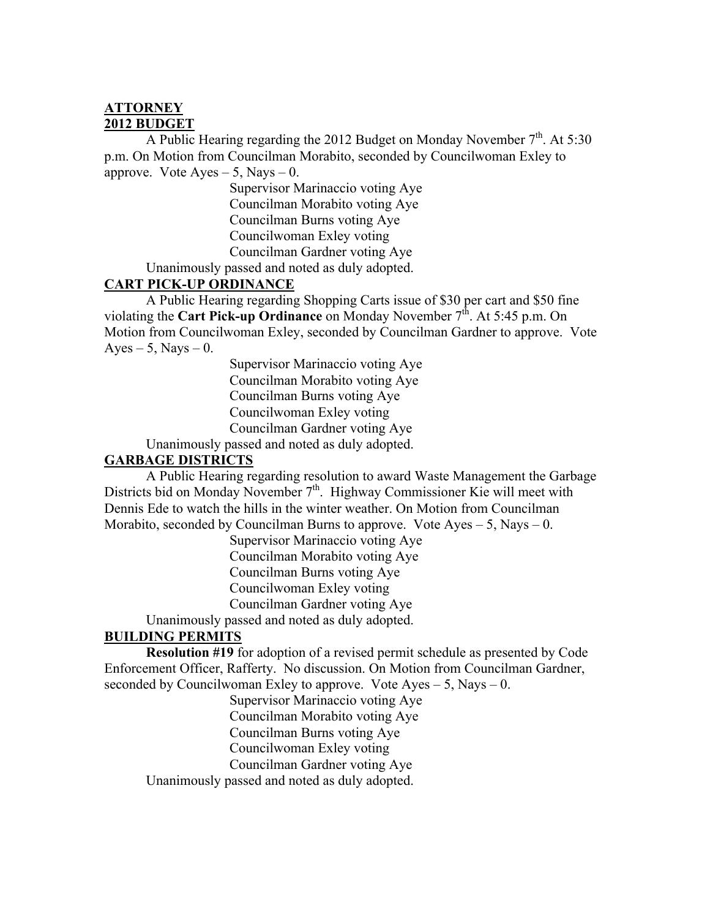**ATTORNEY**

**2012 BUDGET**

A Public Hearing regarding the 2012 Budget on Monday November 7th. At 5:30 p.m. On Motion from Councilman Morabito, seconded by Councilwoman Exley to approve. Vote Ayes – 5, Nays – 0.

Supervisor Marinaccio voting Aye
Councilman Morabito voting Aye
Councilman Burns voting Aye
Councilwoman Exley voting
Councilman Gardner voting Aye

Unanimously passed and noted as duly adopted.

**CART PICK-UP ORDINANCE**

A Public Hearing regarding Shopping Carts issue of $30 per cart and $50 fine violating the **Cart Pick-up Ordinance** on Monday November 7th. At 5:45 p.m. On Motion from Councilwoman Exley, seconded by Councilman Gardner to approve. Vote Ayes – 5, Nays – 0.

Supervisor Marinaccio voting Aye
Councilman Morabito voting Aye
Councilman Burns voting Aye
Councilwoman Exley voting
Councilman Gardner voting Aye

Unanimously passed and noted as duly adopted.

**GARBAGE DISTRICTS**

A Public Hearing regarding resolution to award Waste Management the Garbage Districts bid on Monday November 7th. Highway Commissioner Kie will meet with Dennis Ede to watch the hills in the winter weather. On Motion from Councilman Morabito, seconded by Councilman Burns to approve. Vote Ayes – 5, Nays – 0.

Supervisor Marinaccio voting Aye
Councilman Morabito voting Aye
Councilman Burns voting Aye
Councilwoman Exley voting
Councilman Gardner voting Aye

Unanimously passed and noted as duly adopted.

**BUILDING PERMITS**

**Resolution #19** for adoption of a revised permit schedule as presented by Code Enforcement Officer, Rafferty. No discussion. On Motion from Councilman Gardner, seconded by Councilwoman Exley to approve. Vote Ayes – 5, Nays – 0.

Supervisor Marinaccio voting Aye
Councilman Morabito voting Aye
Councilman Burns voting Aye
Councilwoman Exley voting
Councilman Gardner voting Aye

Unanimously passed and noted as duly adopted.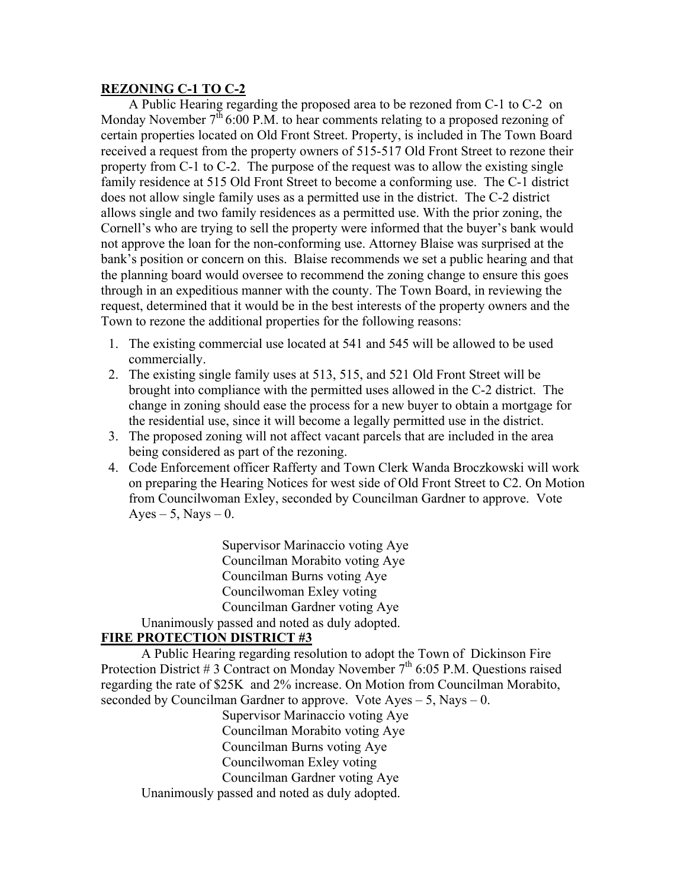**REZONING C-1 TO C-2**

A Public Hearing regarding the proposed area to be rezoned from C-1 to C-2 on Monday November 7th 6:00 P.M. to hear comments relating to a proposed rezoning of certain properties located on Old Front Street. Property, is included in The Town Board received a request from the property owners of 515-517 Old Front Street to rezone their property from C-1 to C-2. The purpose of the request was to allow the existing single family residence at 515 Old Front Street to become a conforming use. The C-1 district does not allow single family uses as a permitted use in the district. The C-2 district allows single and two family residences as a permitted use. With the prior zoning, the Cornell's who are trying to sell the property were informed that the buyer's bank would not approve the loan for the non-conforming use. Attorney Blaise was surprised at the bank's position or concern on this. Blaise recommends we set a public hearing and that the planning board would oversee to recommend the zoning change to ensure this goes through in an expeditious manner with the county. The Town Board, in reviewing the request, determined that it would be in the best interests of the property owners and the Town to rezone the additional properties for the following reasons:

1. The existing commercial use located at 541 and 545 will be allowed to be used commercially.
2. The existing single family uses at 513, 515, and 521 Old Front Street will be brought into compliance with the permitted uses allowed in the C-2 district. The change in zoning should ease the process for a new buyer to obtain a mortgage for the residential use, since it will become a legally permitted use in the district.
3. The proposed zoning will not affect vacant parcels that are included in the area being considered as part of the rezoning.
4. Code Enforcement officer Rafferty and Town Clerk Wanda Broczkowski will work on preparing the Hearing Notices for west side of Old Front Street to C2. On Motion from Councilwoman Exley, seconded by Councilman Gardner to approve. Vote Ayes – 5, Nays – 0.

Supervisor Marinaccio voting Aye
Councilman Morabito voting Aye
Councilman Burns voting Aye
Councilwoman Exley voting
Councilman Gardner voting Aye

Unanimously passed and noted as duly adopted.

**FIRE PROTECTION DISTRICT #3**

A Public Hearing regarding resolution to adopt the Town of Dickinson Fire Protection District # 3 Contract on Monday November 7th 6:05 P.M. Questions raised regarding the rate of $25K and 2% increase. On Motion from Councilman Morabito, seconded by Councilman Gardner to approve. Vote Ayes – 5, Nays – 0.

Supervisor Marinaccio voting Aye
Councilman Morabito voting Aye
Councilman Burns voting Aye
Councilwoman Exley voting
Councilman Gardner voting Aye

Unanimously passed and noted as duly adopted.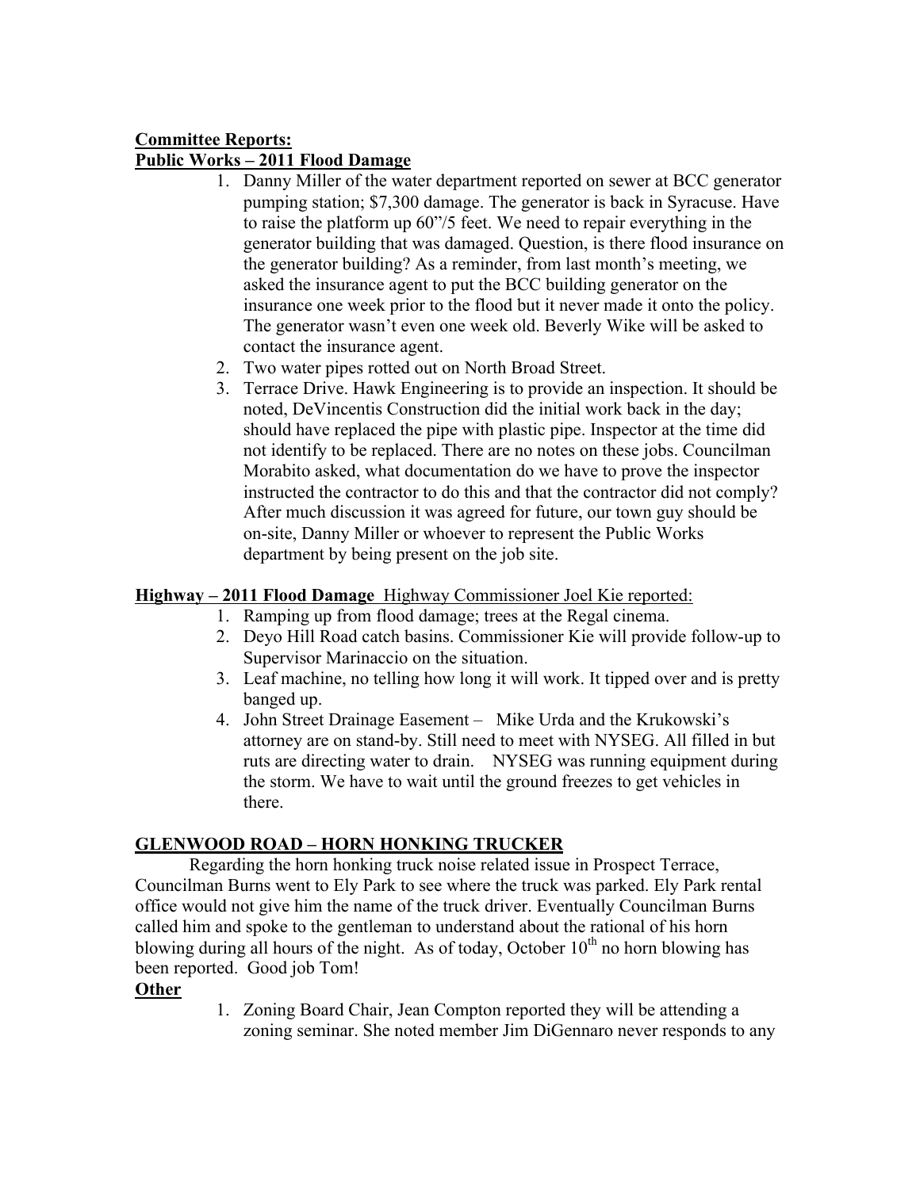**Committee Reports:**

**Public Works – 2011 Flood Damage**

1. Danny Miller of the water department reported on sewer at BCC generator pumping station; $7,300 damage. The generator is back in Syracuse. Have to raise the platform up 60"/5 feet. We need to repair everything in the generator building that was damaged. Question, is there flood insurance on the generator building? As a reminder, from last month's meeting, we asked the insurance agent to put the BCC building generator on the insurance one week prior to the flood but it never made it onto the policy. The generator wasn't even one week old. Beverly Wike will be asked to contact the insurance agent.
2. Two water pipes rotted out on North Broad Street.
3. Terrace Drive. Hawk Engineering is to provide an inspection. It should be noted, DeVincentis Construction did the initial work back in the day; should have replaced the pipe with plastic pipe. Inspector at the time did not identify to be replaced. There are no notes on these jobs. Councilman Morabito asked, what documentation do we have to prove the inspector instructed the contractor to do this and that the contractor did not comply? After much discussion it was agreed for future, our town guy should be on-site, Danny Miller or whoever to represent the Public Works department by being present on the job site.

**Highway – 2011 Flood Damage** Highway Commissioner Joel Kie reported:

1. Ramping up from flood damage; trees at the Regal cinema.
2. Deyo Hill Road catch basins. Commissioner Kie will provide follow-up to Supervisor Marinaccio on the situation.
3. Leaf machine, no telling how long it will work. It tipped over and is pretty banged up.
4. John Street Drainage Easement – Mike Urda and the Krukowski's attorney are on stand-by. Still need to meet with NYSEG. All filled in but ruts are directing water to drain. NYSEG was running equipment during the storm. We have to wait until the ground freezes to get vehicles in there.

**GLENWOOD ROAD – HORN HONKING TRUCKER**

Regarding the horn honking truck noise related issue in Prospect Terrace, Councilman Burns went to Ely Park to see where the truck was parked. Ely Park rental office would not give him the name of the truck driver. Eventually Councilman Burns called him and spoke to the gentleman to understand about the rational of his horn blowing during all hours of the night. As of today, October 10th no horn blowing has been reported. Good job Tom!

**Other**

1. Zoning Board Chair, Jean Compton reported they will be attending a zoning seminar. She noted member Jim DiGennaro never responds to any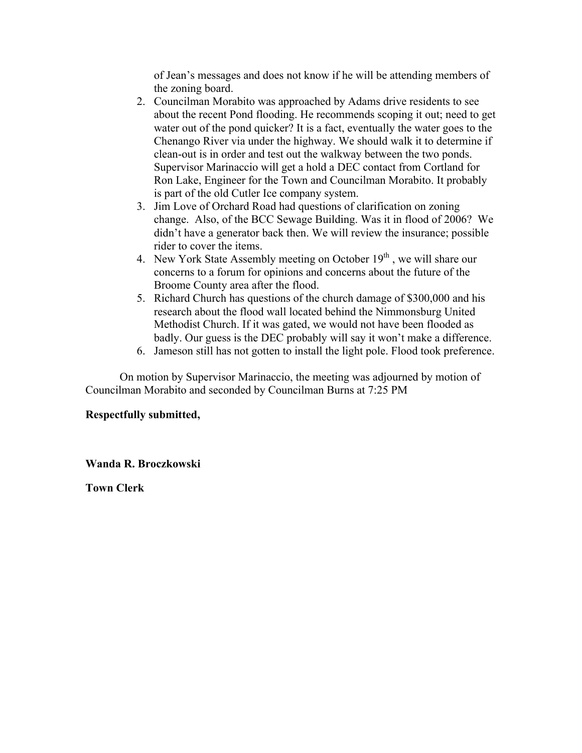of Jean's messages and does not know if he will be attending members of the zoning board.

2. Councilman Morabito was approached by Adams drive residents to see about the recent Pond flooding. He recommends scoping it out; need to get water out of the pond quicker? It is a fact, eventually the water goes to the Chenango River via under the highway. We should walk it to determine if clean-out is in order and test out the walkway between the two ponds. Supervisor Marinaccio will get a hold a DEC contact from Cortland for Ron Lake, Engineer for the Town and Councilman Morabito. It probably is part of the old Cutler Ice company system.
3. Jim Love of Orchard Road had questions of clarification on zoning change. Also, of the BCC Sewage Building. Was it in flood of 2006? We didn't have a generator back then. We will review the insurance; possible rider to cover the items.
4. New York State Assembly meeting on October 19th , we will share our concerns to a forum for opinions and concerns about the future of the Broome County area after the flood.
5. Richard Church has questions of the church damage of $300,000 and his research about the flood wall located behind the Nimmonsburg United Methodist Church. If it was gated, we would not have been flooded as badly. Our guess is the DEC probably will say it won't make a difference.
6. Jameson still has not gotten to install the light pole. Flood took preference.

On motion by Supervisor Marinaccio, the meeting was adjourned by motion of Councilman Morabito and seconded by Councilman Burns at 7:25 PM

**Respectfully submitted,**

**Wanda R. Broczkowski**

**Town Clerk**